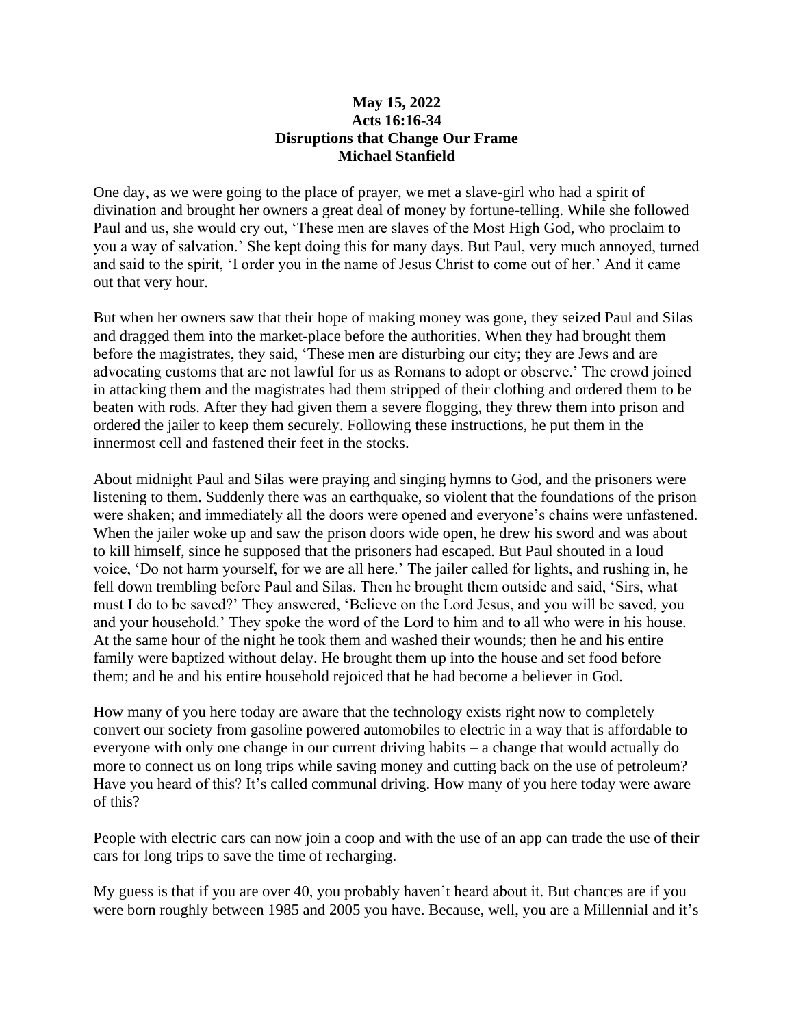**May 15, 2022**
**Acts 16:16-34**
**Disruptions that Change Our Frame**
**Michael Stanfield**

One day, as we were going to the place of prayer, we met a slave-girl who had a spirit of divination and brought her owners a great deal of money by fortune-telling. While she followed Paul and us, she would cry out, 'These men are slaves of the Most High God, who proclaim to you a way of salvation.' She kept doing this for many days. But Paul, very much annoyed, turned and said to the spirit, 'I order you in the name of Jesus Christ to come out of her.' And it came out that very hour.

But when her owners saw that their hope of making money was gone, they seized Paul and Silas and dragged them into the market-place before the authorities. When they had brought them before the magistrates, they said, 'These men are disturbing our city; they are Jews and are advocating customs that are not lawful for us as Romans to adopt or observe.' The crowd joined in attacking them and the magistrates had them stripped of their clothing and ordered them to be beaten with rods. After they had given them a severe flogging, they threw them into prison and ordered the jailer to keep them securely. Following these instructions, he put them in the innermost cell and fastened their feet in the stocks.

About midnight Paul and Silas were praying and singing hymns to God, and the prisoners were listening to them. Suddenly there was an earthquake, so violent that the foundations of the prison were shaken; and immediately all the doors were opened and everyone's chains were unfastened. When the jailer woke up and saw the prison doors wide open, he drew his sword and was about to kill himself, since he supposed that the prisoners had escaped. But Paul shouted in a loud voice, 'Do not harm yourself, for we are all here.' The jailer called for lights, and rushing in, he fell down trembling before Paul and Silas. Then he brought them outside and said, 'Sirs, what must I do to be saved?' They answered, 'Believe on the Lord Jesus, and you will be saved, you and your household.' They spoke the word of the Lord to him and to all who were in his house. At the same hour of the night he took them and washed their wounds; then he and his entire family were baptized without delay. He brought them up into the house and set food before them; and he and his entire household rejoiced that he had become a believer in God.

How many of you here today are aware that the technology exists right now to completely convert our society from gasoline powered automobiles to electric in a way that is affordable to everyone with only one change in our current driving habits – a change that would actually do more to connect us on long trips while saving money and cutting back on the use of petroleum? Have you heard of this? It's called communal driving. How many of you here today were aware of this?

People with electric cars can now join a coop and with the use of an app can trade the use of their cars for long trips to save the time of recharging.

My guess is that if you are over 40, you probably haven't heard about it. But chances are if you were born roughly between 1985 and 2005 you have. Because, well, you are a Millennial and it's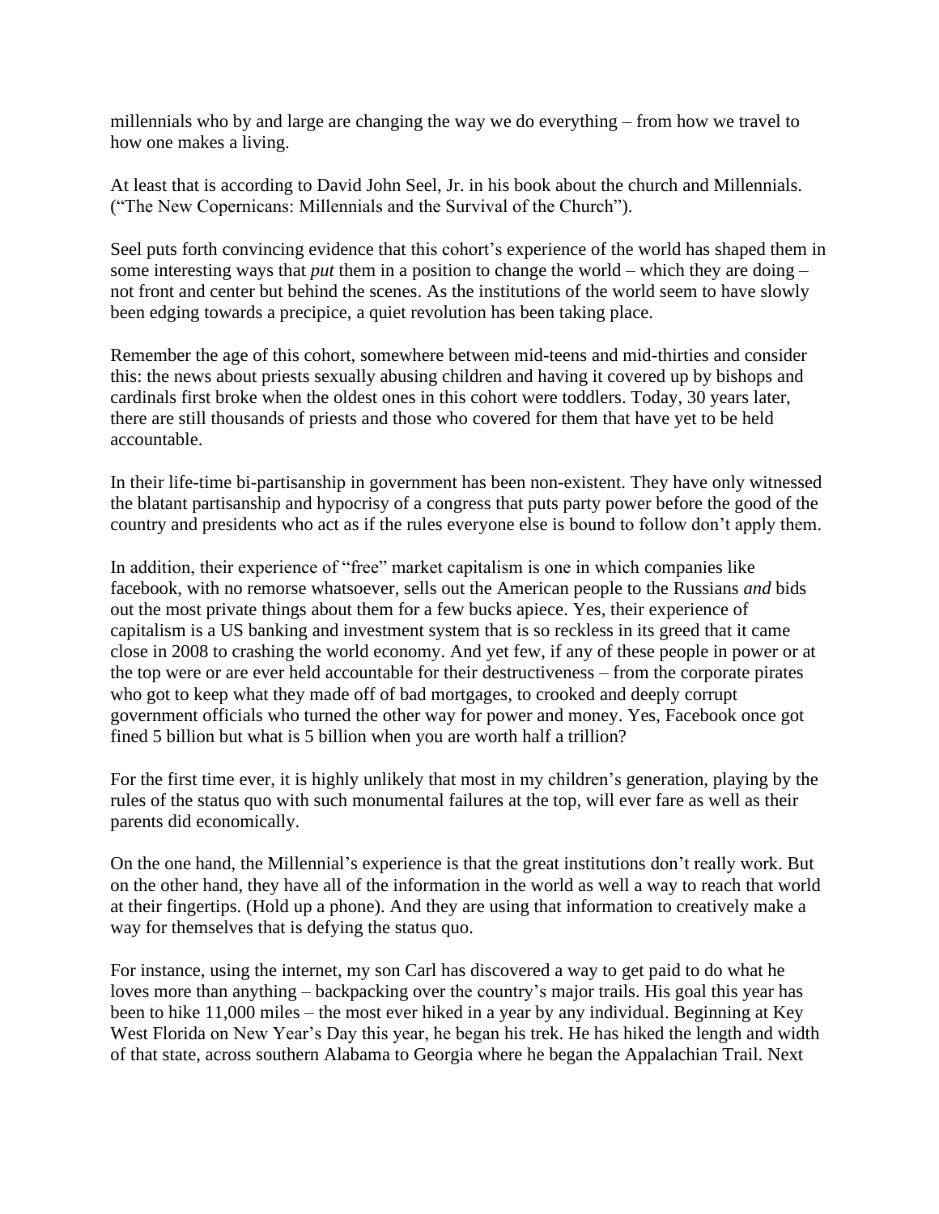millennials who by and large are changing the way we do everything – from how we travel to how one makes a living.

At least that is according to David John Seel, Jr. in his book about the church and Millennials. ("The New Copernicans: Millennials and the Survival of the Church").

Seel puts forth convincing evidence that this cohort's experience of the world has shaped them in some interesting ways that *put* them in a position to change the world – which they are doing – not front and center but behind the scenes. As the institutions of the world seem to have slowly been edging towards a precipice, a quiet revolution has been taking place.

Remember the age of this cohort, somewhere between mid-teens and mid-thirties and consider this: the news about priests sexually abusing children and having it covered up by bishops and cardinals first broke when the oldest ones in this cohort were toddlers. Today, 30 years later, there are still thousands of priests and those who covered for them that have yet to be held accountable.

In their life-time bi-partisanship in government has been non-existent. They have only witnessed the blatant partisanship and hypocrisy of a congress that puts party power before the good of the country and presidents who act as if the rules everyone else is bound to follow don't apply them.

In addition, their experience of "free" market capitalism is one in which companies like facebook, with no remorse whatsoever, sells out the American people to the Russians *and* bids out the most private things about them for a few bucks apiece. Yes, their experience of capitalism is a US banking and investment system that is so reckless in its greed that it came close in 2008 to crashing the world economy. And yet few, if any of these people in power or at the top were or are ever held accountable for their destructiveness – from the corporate pirates who got to keep what they made off of bad mortgages, to crooked and deeply corrupt government officials who turned the other way for power and money. Yes, Facebook once got fined 5 billion but what is 5 billion when you are worth half a trillion?

For the first time ever, it is highly unlikely that most in my children's generation, playing by the rules of the status quo with such monumental failures at the top, will ever fare as well as their parents did economically.

On the one hand, the Millennial's experience is that the great institutions don't really work. But on the other hand, they have all of the information in the world as well a way to reach that world at their fingertips. (Hold up a phone). And they are using that information to creatively make a way for themselves that is defying the status quo.

For instance, using the internet, my son Carl has discovered a way to get paid to do what he loves more than anything – backpacking over the country's major trails. His goal this year has been to hike 11,000 miles – the most ever hiked in a year by any individual. Beginning at Key West Florida on New Year's Day this year, he began his trek. He has hiked the length and width of that state, across southern Alabama to Georgia where he began the Appalachian Trail. Next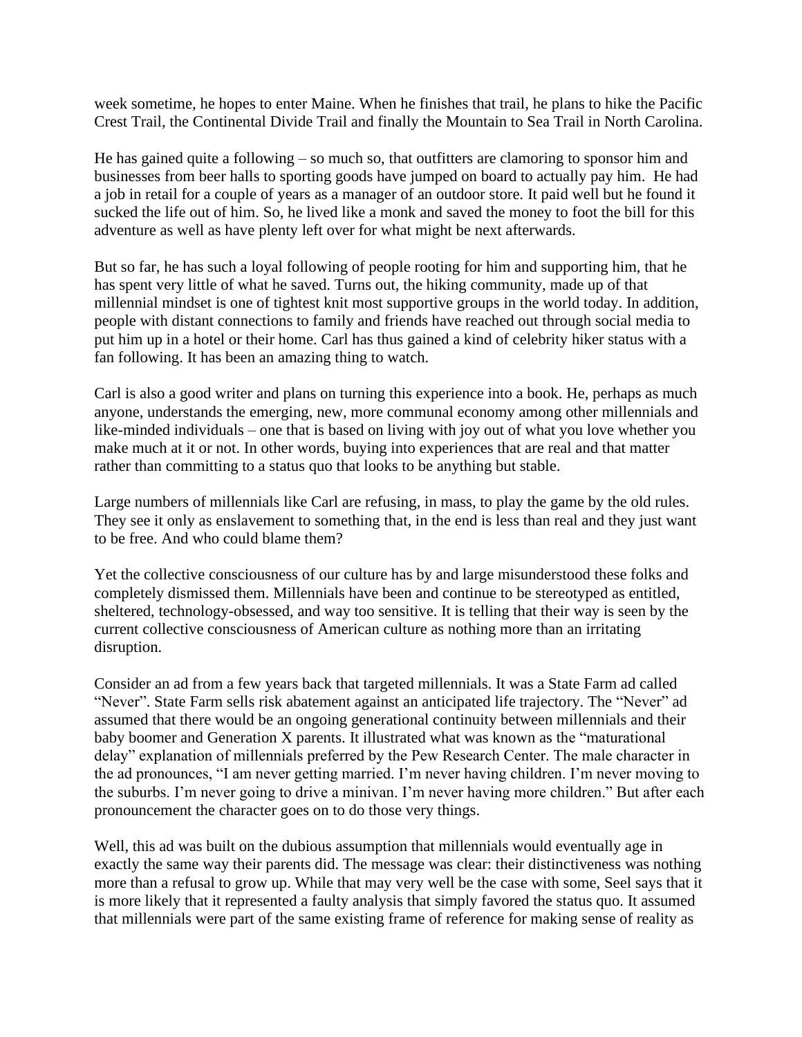week sometime, he hopes to enter Maine. When he finishes that trail, he plans to hike the Pacific Crest Trail, the Continental Divide Trail and finally the Mountain to Sea Trail in North Carolina.

He has gained quite a following – so much so, that outfitters are clamoring to sponsor him and businesses from beer halls to sporting goods have jumped on board to actually pay him. He had a job in retail for a couple of years as a manager of an outdoor store. It paid well but he found it sucked the life out of him. So, he lived like a monk and saved the money to foot the bill for this adventure as well as have plenty left over for what might be next afterwards.

But so far, he has such a loyal following of people rooting for him and supporting him, that he has spent very little of what he saved. Turns out, the hiking community, made up of that millennial mindset is one of tightest knit most supportive groups in the world today. In addition, people with distant connections to family and friends have reached out through social media to put him up in a hotel or their home. Carl has thus gained a kind of celebrity hiker status with a fan following. It has been an amazing thing to watch.

Carl is also a good writer and plans on turning this experience into a book. He, perhaps as much anyone, understands the emerging, new, more communal economy among other millennials and like-minded individuals – one that is based on living with joy out of what you love whether you make much at it or not. In other words, buying into experiences that are real and that matter rather than committing to a status quo that looks to be anything but stable.

Large numbers of millennials like Carl are refusing, in mass, to play the game by the old rules. They see it only as enslavement to something that, in the end is less than real and they just want to be free. And who could blame them?

Yet the collective consciousness of our culture has by and large misunderstood these folks and completely dismissed them. Millennials have been and continue to be stereotyped as entitled, sheltered, technology-obsessed, and way too sensitive. It is telling that their way is seen by the current collective consciousness of American culture as nothing more than an irritating disruption.

Consider an ad from a few years back that targeted millennials. It was a State Farm ad called "Never". State Farm sells risk abatement against an anticipated life trajectory. The "Never" ad assumed that there would be an ongoing generational continuity between millennials and their baby boomer and Generation X parents. It illustrated what was known as the "maturational delay" explanation of millennials preferred by the Pew Research Center. The male character in the ad pronounces, "I am never getting married. I'm never having children. I'm never moving to the suburbs. I'm never going to drive a minivan. I'm never having more children." But after each pronouncement the character goes on to do those very things.

Well, this ad was built on the dubious assumption that millennials would eventually age in exactly the same way their parents did. The message was clear: their distinctiveness was nothing more than a refusal to grow up. While that may very well be the case with some, Seel says that it is more likely that it represented a faulty analysis that simply favored the status quo. It assumed that millennials were part of the same existing frame of reference for making sense of reality as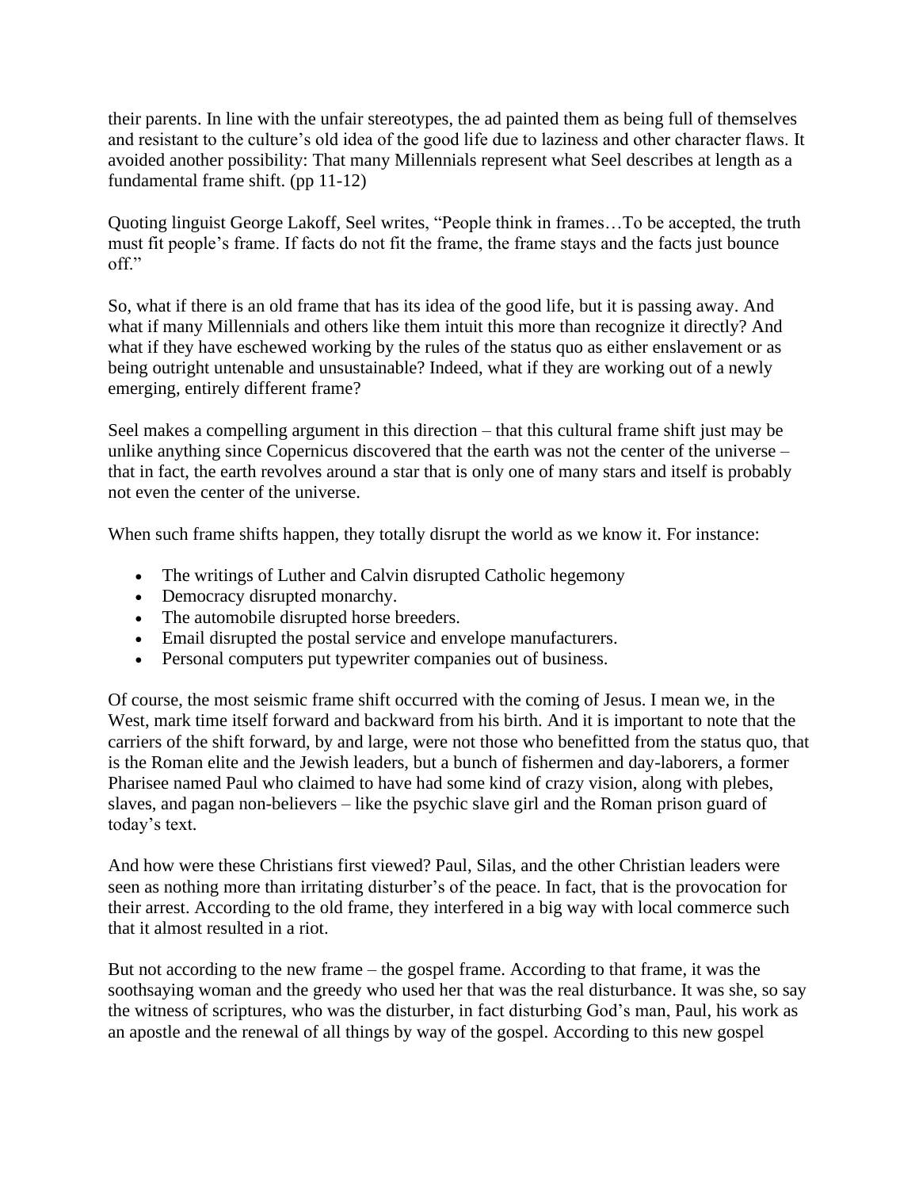their parents. In line with the unfair stereotypes, the ad painted them as being full of themselves and resistant to the culture's old idea of the good life due to laziness and other character flaws. It avoided another possibility: That many Millennials represent what Seel describes at length as a fundamental frame shift. (pp 11-12)

Quoting linguist George Lakoff, Seel writes, "People think in frames…To be accepted, the truth must fit people's frame. If facts do not fit the frame, the frame stays and the facts just bounce off."

So, what if there is an old frame that has its idea of the good life, but it is passing away. And what if many Millennials and others like them intuit this more than recognize it directly? And what if they have eschewed working by the rules of the status quo as either enslavement or as being outright untenable and unsustainable? Indeed, what if they are working out of a newly emerging, entirely different frame?

Seel makes a compelling argument in this direction – that this cultural frame shift just may be unlike anything since Copernicus discovered that the earth was not the center of the universe – that in fact, the earth revolves around a star that is only one of many stars and itself is probably not even the center of the universe.

When such frame shifts happen, they totally disrupt the world as we know it. For instance:

- The writings of Luther and Calvin disrupted Catholic hegemony
- Democracy disrupted monarchy.
- The automobile disrupted horse breeders.
- Email disrupted the postal service and envelope manufacturers.
- Personal computers put typewriter companies out of business.

Of course, the most seismic frame shift occurred with the coming of Jesus. I mean we, in the West, mark time itself forward and backward from his birth. And it is important to note that the carriers of the shift forward, by and large, were not those who benefitted from the status quo, that is the Roman elite and the Jewish leaders, but a bunch of fishermen and day-laborers, a former Pharisee named Paul who claimed to have had some kind of crazy vision, along with plebes, slaves, and pagan non-believers – like the psychic slave girl and the Roman prison guard of today's text.

And how were these Christians first viewed? Paul, Silas, and the other Christian leaders were seen as nothing more than irritating disturber's of the peace. In fact, that is the provocation for their arrest. According to the old frame, they interfered in a big way with local commerce such that it almost resulted in a riot.

But not according to the new frame – the gospel frame. According to that frame, it was the soothsaying woman and the greedy who used her that was the real disturbance. It was she, so say the witness of scriptures, who was the disturber, in fact disturbing God's man, Paul, his work as an apostle and the renewal of all things by way of the gospel. According to this new gospel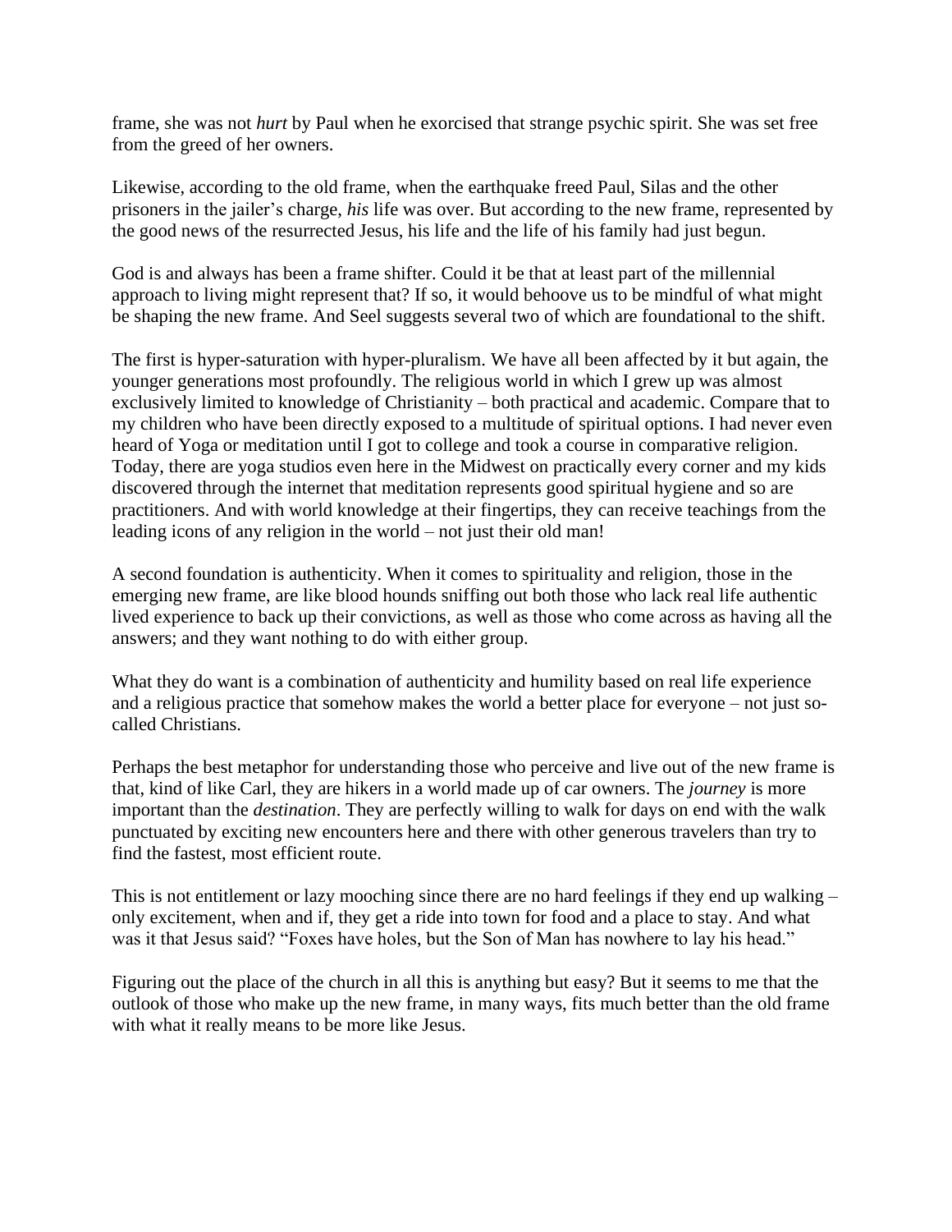frame, she was not *hurt* by Paul when he exorcised that strange psychic spirit. She was set free from the greed of her owners.

Likewise, according to the old frame, when the earthquake freed Paul, Silas and the other prisoners in the jailer's charge, *his* life was over. But according to the new frame, represented by the good news of the resurrected Jesus, his life and the life of his family had just begun.

God is and always has been a frame shifter. Could it be that at least part of the millennial approach to living might represent that? If so, it would behoove us to be mindful of what might be shaping the new frame. And Seel suggests several two of which are foundational to the shift.

The first is hyper-saturation with hyper-pluralism. We have all been affected by it but again, the younger generations most profoundly. The religious world in which I grew up was almost exclusively limited to knowledge of Christianity – both practical and academic. Compare that to my children who have been directly exposed to a multitude of spiritual options. I had never even heard of Yoga or meditation until I got to college and took a course in comparative religion. Today, there are yoga studios even here in the Midwest on practically every corner and my kids discovered through the internet that meditation represents good spiritual hygiene and so are practitioners. And with world knowledge at their fingertips, they can receive teachings from the leading icons of any religion in the world – not just their old man!

A second foundation is authenticity. When it comes to spirituality and religion, those in the emerging new frame, are like blood hounds sniffing out both those who lack real life authentic lived experience to back up their convictions, as well as those who come across as having all the answers; and they want nothing to do with either group.

What they do want is a combination of authenticity and humility based on real life experience and a religious practice that somehow makes the world a better place for everyone – not just so-called Christians.

Perhaps the best metaphor for understanding those who perceive and live out of the new frame is that, kind of like Carl, they are hikers in a world made up of car owners. The *journey* is more important than the *destination*. They are perfectly willing to walk for days on end with the walk punctuated by exciting new encounters here and there with other generous travelers than try to find the fastest, most efficient route.

This is not entitlement or lazy mooching since there are no hard feelings if they end up walking – only excitement, when and if, they get a ride into town for food and a place to stay. And what was it that Jesus said? "Foxes have holes, but the Son of Man has nowhere to lay his head."

Figuring out the place of the church in all this is anything but easy? But it seems to me that the outlook of those who make up the new frame, in many ways, fits much better than the old frame with what it really means to be more like Jesus.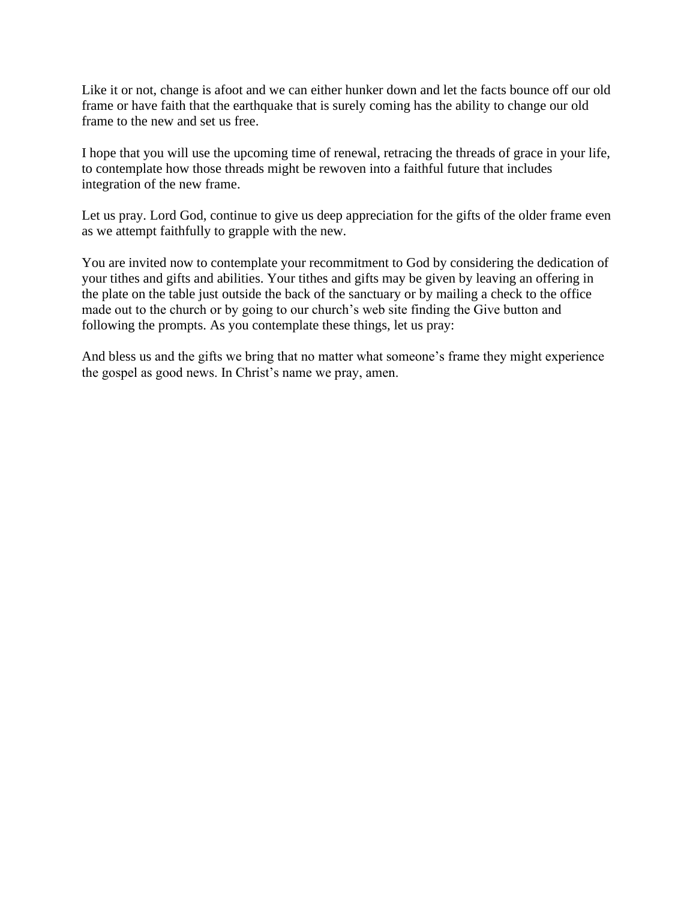Like it or not, change is afoot and we can either hunker down and let the facts bounce off our old frame or have faith that the earthquake that is surely coming has the ability to change our old frame to the new and set us free.

I hope that you will use the upcoming time of renewal, retracing the threads of grace in your life, to contemplate how those threads might be rewoven into a faithful future that includes integration of the new frame.

Let us pray. Lord God, continue to give us deep appreciation for the gifts of the older frame even as we attempt faithfully to grapple with the new.

You are invited now to contemplate your recommitment to God by considering the dedication of your tithes and gifts and abilities. Your tithes and gifts may be given by leaving an offering in the plate on the table just outside the back of the sanctuary or by mailing a check to the office made out to the church or by going to our church's web site finding the Give button and following the prompts. As you contemplate these things, let us pray:

And bless us and the gifts we bring that no matter what someone's frame they might experience the gospel as good news. In Christ's name we pray, amen.